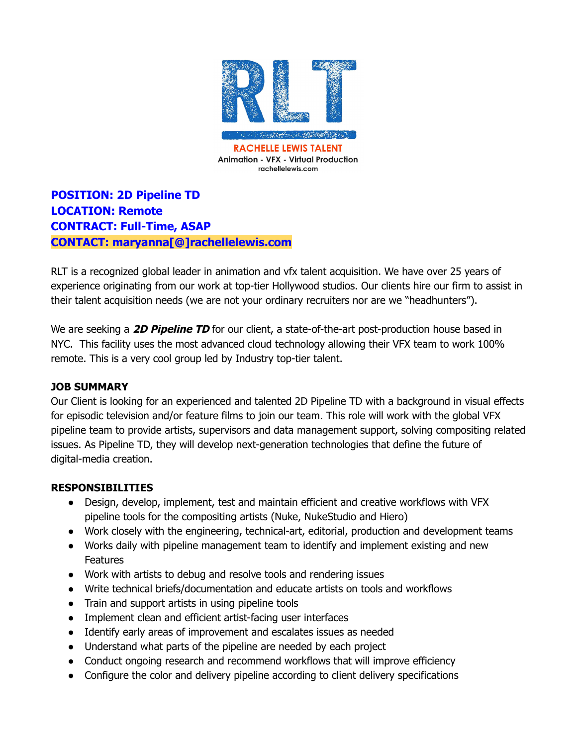RLT

RACHELLE LEWIS TALENT

Animation - VFX - Virtual Production

rachellelewis.com

**POSITION: 2D Pipeline TD**
**LOCATION: Remote**
**CONTRACT: Full-Time, ASAP**
**CONTACT: maryanna[@]rachellelewis.com**

RLT is a recognized global leader in animation and vfx talent acquisition. We have over 25 years of experience originating from our work at top-tier Hollywood studios. Our clients hire our firm to assist in their talent acquisition needs (we are not your ordinary recruiters nor are we "headhunters").

We are seeking a ***2D Pipeline TD*** for our client, a state-of-the-art post-production house based in NYC. This facility uses the most advanced cloud technology allowing their VFX team to work 100% remote. This is a very cool group led by Industry top-tier talent.

**JOB SUMMARY**

Our Client is looking for an experienced and talented 2D Pipeline TD with a background in visual effects for episodic television and/or feature films to join our team. This role will work with the global VFX pipeline team to provide artists, supervisors and data management support, solving compositing related issues. As Pipeline TD, they will develop next-generation technologies that define the future of digital-media creation.

**RESPONSIBILITIES**

- Design, develop, implement, test and maintain efficient and creative workflows with VFX pipeline tools for the compositing artists (Nuke, NukeStudio and Hiero)
- Work closely with the engineering, technical-art, editorial, production and development teams
- Works daily with pipeline management team to identify and implement existing and new Features
- Work with artists to debug and resolve tools and rendering issues
- Write technical briefs/documentation and educate artists on tools and workflows
- Train and support artists in using pipeline tools
- Implement clean and efficient artist-facing user interfaces
- Identify early areas of improvement and escalates issues as needed
- Understand what parts of the pipeline are needed by each project
- Conduct ongoing research and recommend workflows that will improve efficiency
- Configure the color and delivery pipeline according to client delivery specifications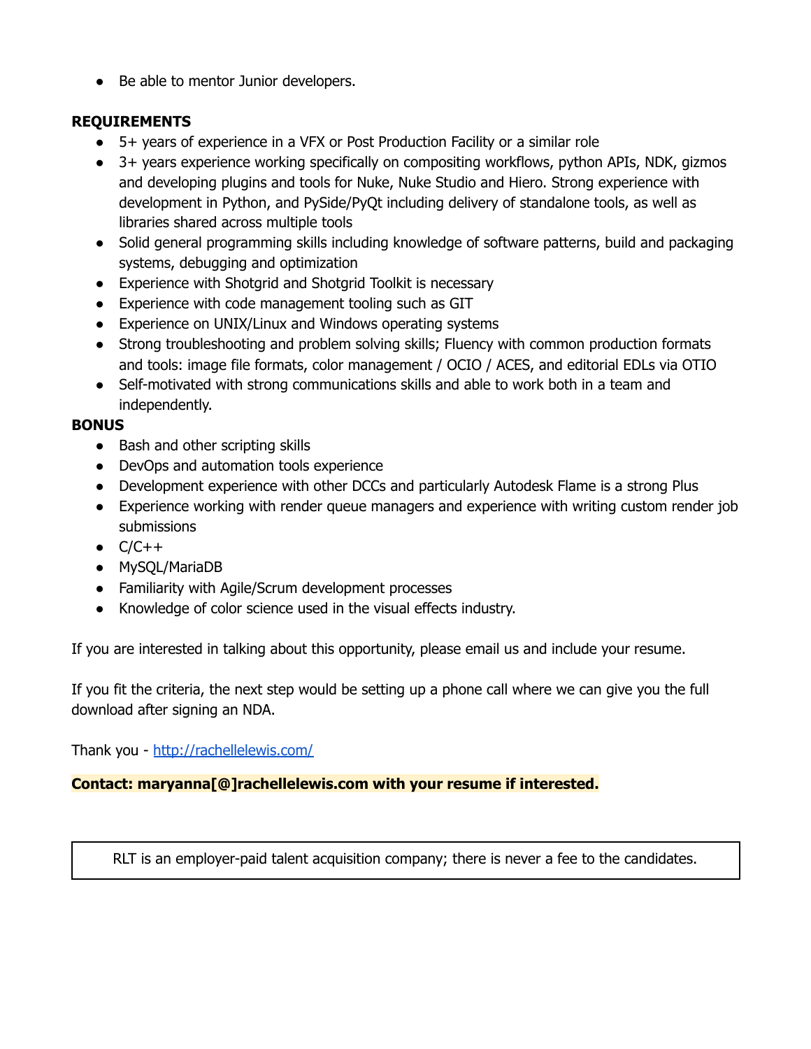- Be able to mentor Junior developers.

**REQUIREMENTS**

- 5+ years of experience in a VFX or Post Production Facility or a similar role
- 3+ years experience working specifically on compositing workflows, python APIs, NDK, gizmos and developing plugins and tools for Nuke, Nuke Studio and Hiero. Strong experience with development in Python, and PySide/PyQt including delivery of standalone tools, as well as libraries shared across multiple tools
- Solid general programming skills including knowledge of software patterns, build and packaging systems, debugging and optimization
- Experience with Shotgrid and Shotgrid Toolkit is necessary
- Experience with code management tooling such as GIT
- Experience on UNIX/Linux and Windows operating systems
- Strong troubleshooting and problem solving skills; Fluency with common production formats and tools: image file formats, color management / OCIO / ACES, and editorial EDLs via OTIO
- Self-motivated with strong communications skills and able to work both in a team and independently.

**BONUS**

- Bash and other scripting skills
- DevOps and automation tools experience
- Development experience with other DCCs and particularly Autodesk Flame is a strong Plus
- Experience working with render queue managers and experience with writing custom render job submissions
- C/C++
- MySQL/MariaDB
- Familiarity with Agile/Scrum development processes
- Knowledge of color science used in the visual effects industry.

If you are interested in talking about this opportunity, please email us and include your resume.

If you fit the criteria, the next step would be setting up a phone call where we can give you the full download after signing an NDA.

Thank you - [http://rachellelewis.com/](http://rachellelewis.com/)

**Contact: maryanna[@]rachellelewis.com with your resume if interested.**

RLT is an employer-paid talent acquisition company; there is never a fee to the candidates.